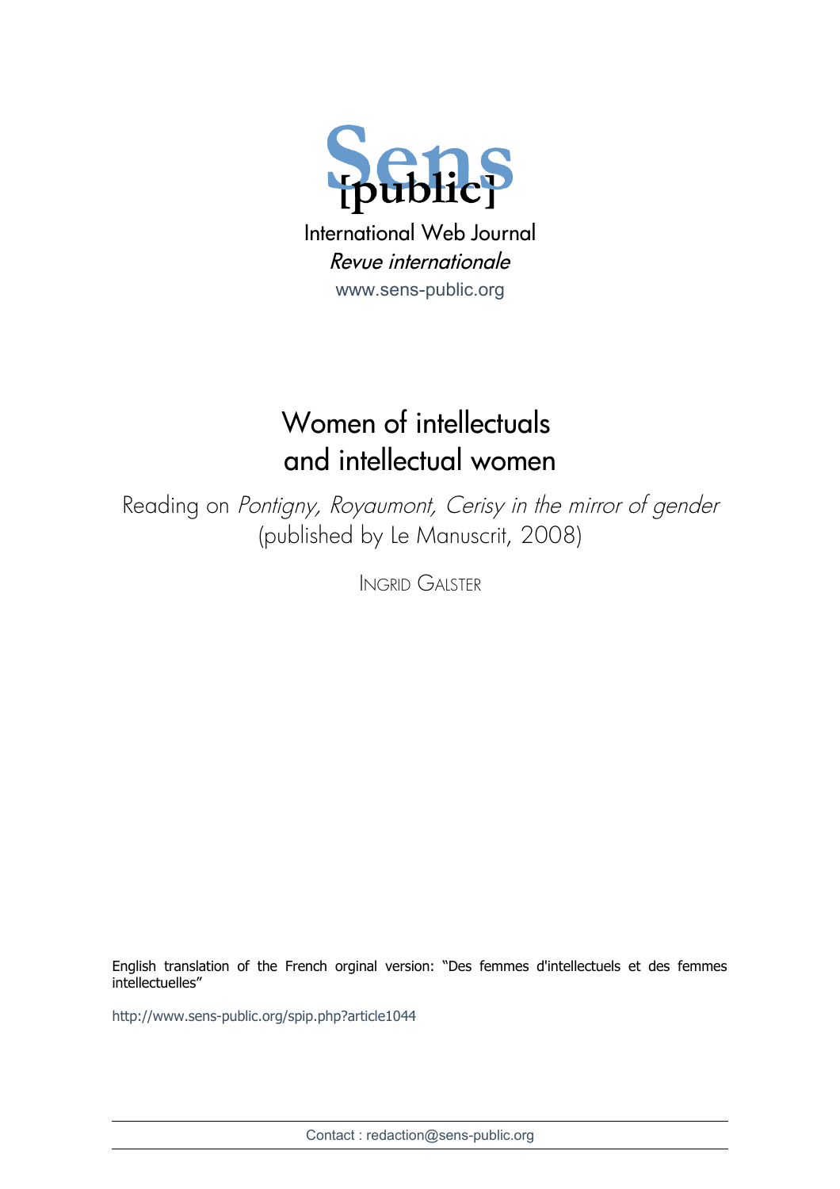Sens [public]

International Web Journal

*Revue internationale*

www.sens-public.org

# Women of intellectuals and intellectual women

Reading on *Pontigny, Royaumont, Cerisy in the mirror of gender* (published by Le Manuscrit, 2008)

INGRID GALSTER

English translation of the French orginal version: "Des femmes d'intellectuels et des femmes intellectuelles"

http://www.sens-public.org/spip.php?article1044

Contact : redaction@sens-public.org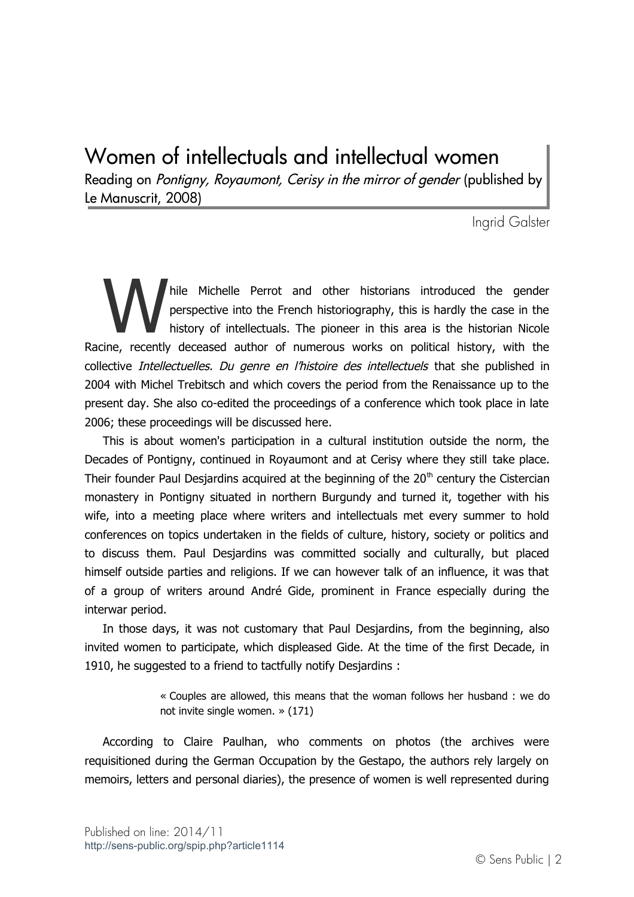# Women of intellectuals and intellectual women

Reading on *Pontigny, Royaumont, Cerisy in the mirror of gender* (published by Le Manuscrit, 2008)

Ingrid Galster

While Michelle Perrot and other historians introduced the gender perspective into the French historiography, this is hardly the case in the history of intellectuals. The pioneer in this area is the historian Nicole Racine, recently deceased author of numerous works on political history, with the collective *Intellectuelles. Du genre en l'histoire des intellectuels* that she published in 2004 with Michel Trebitsch and which covers the period from the Renaissance up to the present day. She also co-edited the proceedings of a conference which took place in late 2006; these proceedings will be discussed here.

This is about women's participation in a cultural institution outside the norm, the Decades of Pontigny, continued in Royaumont and at Cerisy where they still take place. Their founder Paul Desjardins acquired at the beginning of the 20th century the Cistercian monastery in Pontigny situated in northern Burgundy and turned it, together with his wife, into a meeting place where writers and intellectuals met every summer to hold conferences on topics undertaken in the fields of culture, history, society or politics and to discuss them. Paul Desjardins was committed socially and culturally, but placed himself outside parties and religions. If we can however talk of an influence, it was that of a group of writers around André Gide, prominent in France especially during the interwar period.

In those days, it was not customary that Paul Desjardins, from the beginning, also invited women to participate, which displeased Gide. At the time of the first Decade, in 1910, he suggested to a friend to tactfully notify Desjardins :

> « Couples are allowed, this means that the woman follows her husband : we do not invite single women. » (171)

According to Claire Paulhan, who comments on photos (the archives were requisitioned during the German Occupation by the Gestapo, the authors rely largely on memoirs, letters and personal diaries), the presence of women is well represented during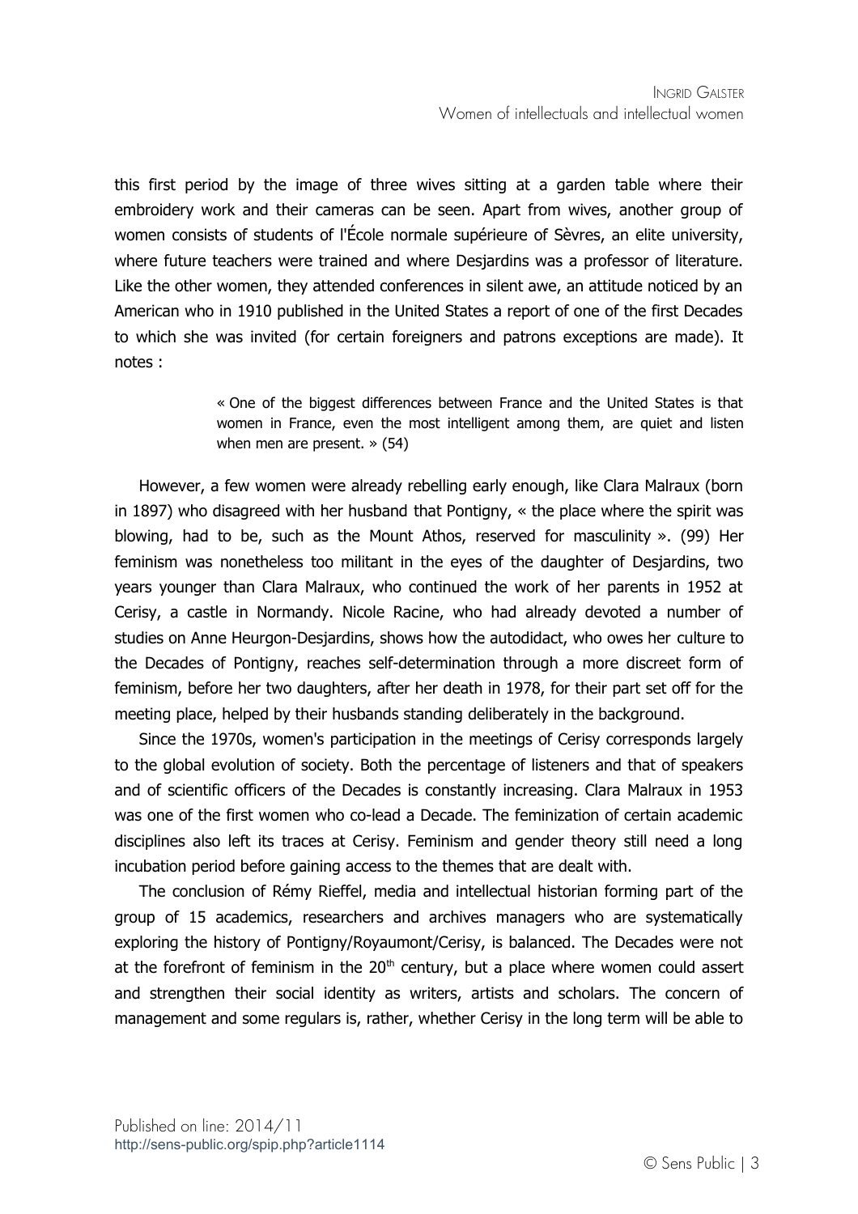this first period by the image of three wives sitting at a garden table where their embroidery work and their cameras can be seen. Apart from wives, another group of women consists of students of l'École normale supérieure of Sèvres, an elite university, where future teachers were trained and where Desjardins was a professor of literature. Like the other women, they attended conferences in silent awe, an attitude noticed by an American who in 1910 published in the United States a report of one of the first Decades to which she was invited (for certain foreigners and patrons exceptions are made). It notes :

> « One of the biggest differences between France and the United States is that women in France, even the most intelligent among them, are quiet and listen when men are present. » (54)

However, a few women were already rebelling early enough, like Clara Malraux (born in 1897) who disagreed with her husband that Pontigny, « the place where the spirit was blowing, had to be, such as the Mount Athos, reserved for masculinity ». (99) Her feminism was nonetheless too militant in the eyes of the daughter of Desjardins, two years younger than Clara Malraux, who continued the work of her parents in 1952 at Cerisy, a castle in Normandy. Nicole Racine, who had already devoted a number of studies on Anne Heurgon-Desjardins, shows how the autodidact, who owes her culture to the Decades of Pontigny, reaches self-determination through a more discreet form of feminism, before her two daughters, after her death in 1978, for their part set off for the meeting place, helped by their husbands standing deliberately in the background.

Since the 1970s, women's participation in the meetings of Cerisy corresponds largely to the global evolution of society. Both the percentage of listeners and that of speakers and of scientific officers of the Decades is constantly increasing. Clara Malraux in 1953 was one of the first women who co-lead a Decade. The feminization of certain academic disciplines also left its traces at Cerisy. Feminism and gender theory still need a long incubation period before gaining access to the themes that are dealt with.

The conclusion of Rémy Rieffel, media and intellectual historian forming part of the group of 15 academics, researchers and archives managers who are systematically exploring the history of Pontigny/Royaumont/Cerisy, is balanced. The Decades were not at the forefront of feminism in the 20th century, but a place where women could assert and strengthen their social identity as writers, artists and scholars. The concern of management and some regulars is, rather, whether Cerisy in the long term will be able to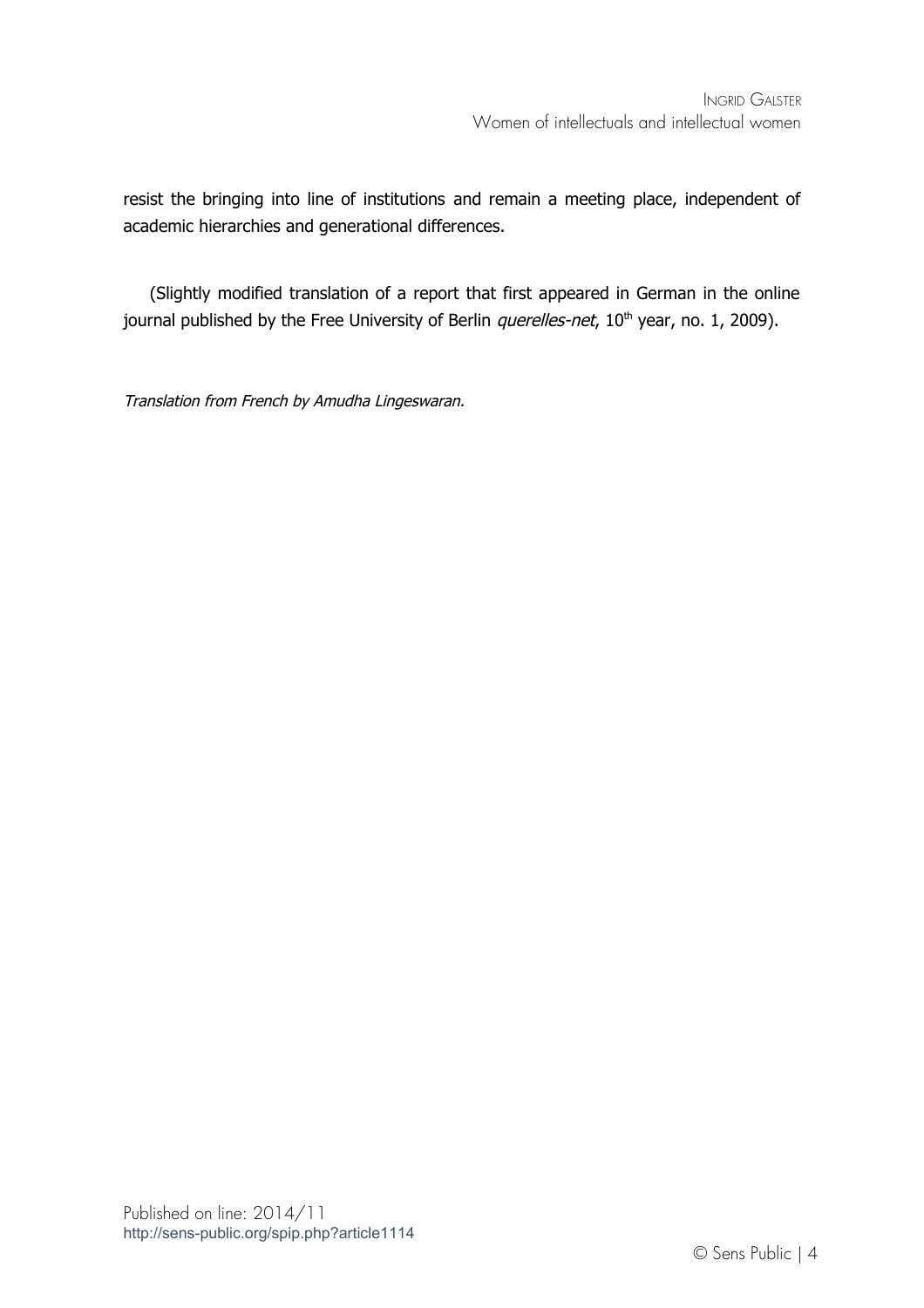resist the bringing into line of institutions and remain a meeting place, independent of academic hierarchies and generational differences.

(Slightly modified translation of a report that first appeared in German in the online journal published by the Free University of Berlin *querelles-net*, 10th year, no. 1, 2009).

*Translation from French by Amudha Lingeswaran.*